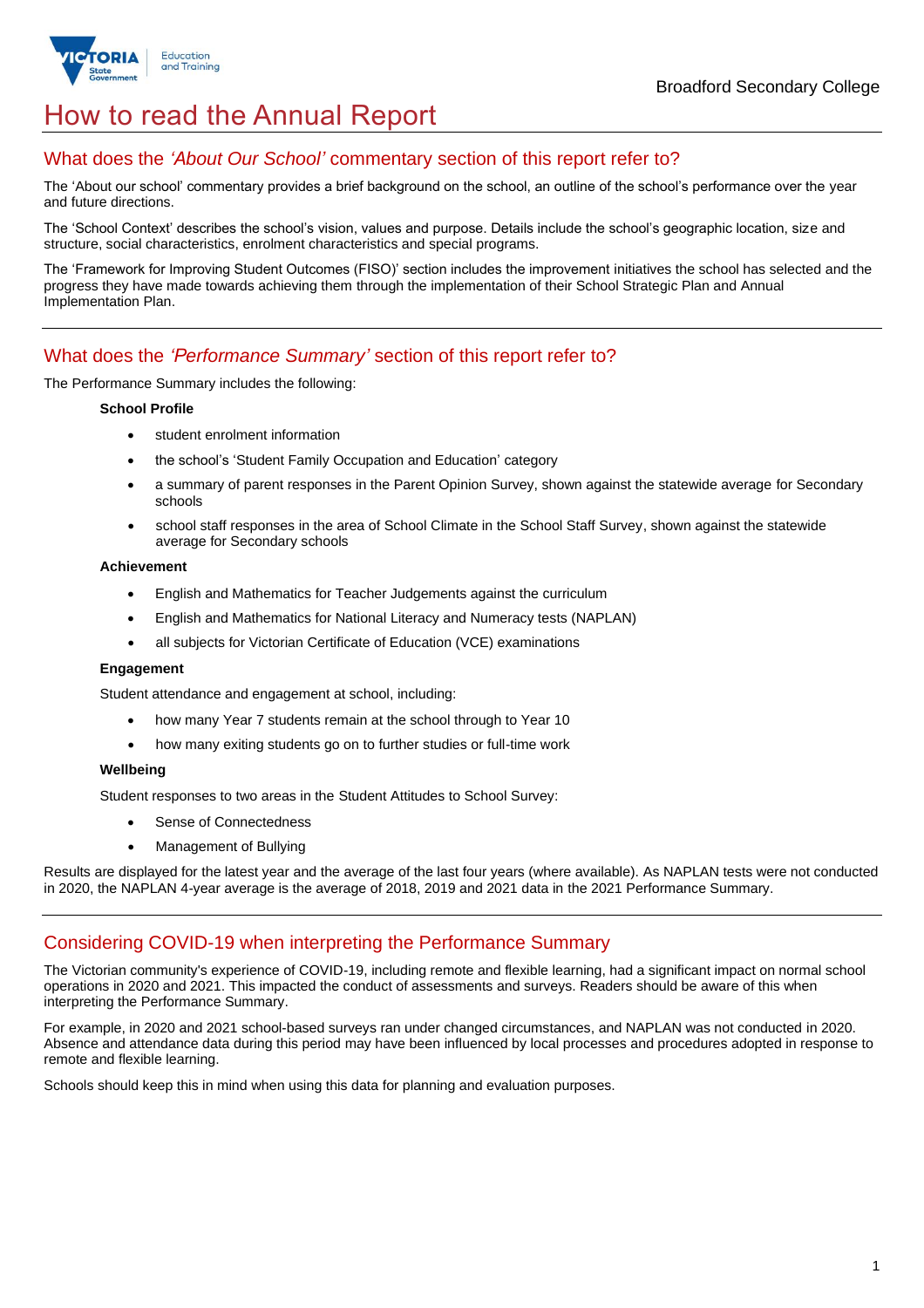Broadford Secondary College

# How to read the Annual Report

## What does the *'About Our School'* commentary section of this report refer to?

The 'About our school' commentary provides a brief background on the school, an outline of the school's performance over the year and future directions.

The 'School Context' describes the school's vision, values and purpose. Details include the school's geographic location, size and structure, social characteristics, enrolment characteristics and special programs.

The 'Framework for Improving Student Outcomes (FISO)' section includes the improvement initiatives the school has selected and the progress they have made towards achieving them through the implementation of their School Strategic Plan and Annual Implementation Plan.

## What does the *'Performance Summary'* section of this report refer to?

The Performance Summary includes the following:

**School Profile**

- student enrolment information
- the school's 'Student Family Occupation and Education' category
- a summary of parent responses in the Parent Opinion Survey, shown against the statewide average for Secondary schools
- school staff responses in the area of School Climate in the School Staff Survey, shown against the statewide average for Secondary schools

**Achievement**

- English and Mathematics for Teacher Judgements against the curriculum
- English and Mathematics for National Literacy and Numeracy tests (NAPLAN)
- all subjects for Victorian Certificate of Education (VCE) examinations

**Engagement**

Student attendance and engagement at school, including:

- how many Year 7 students remain at the school through to Year 10
- how many exiting students go on to further studies or full-time work

**Wellbeing**

Student responses to two areas in the Student Attitudes to School Survey:

- Sense of Connectedness
- Management of Bullying

Results are displayed for the latest year and the average of the last four years (where available). As NAPLAN tests were not conducted in 2020, the NAPLAN 4-year average is the average of 2018, 2019 and 2021 data in the 2021 Performance Summary.

## Considering COVID-19 when interpreting the Performance Summary

The Victorian community's experience of COVID-19, including remote and flexible learning, had a significant impact on normal school operations in 2020 and 2021. This impacted the conduct of assessments and surveys. Readers should be aware of this when interpreting the Performance Summary.

For example, in 2020 and 2021 school-based surveys ran under changed circumstances, and NAPLAN was not conducted in 2020. Absence and attendance data during this period may have been influenced by local processes and procedures adopted in response to remote and flexible learning.

Schools should keep this in mind when using this data for planning and evaluation purposes.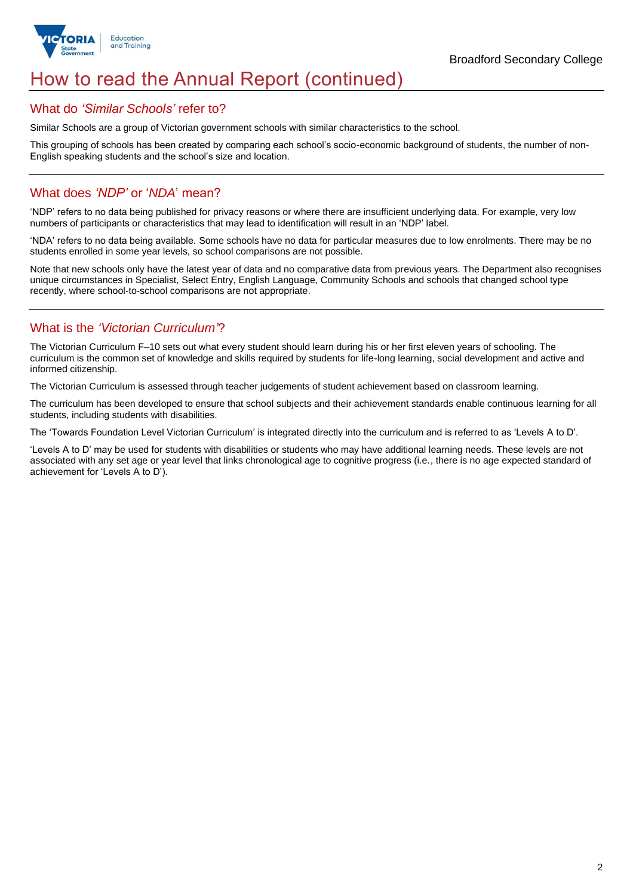# How to read the Annual Report (continued)

## What do *'Similar Schools'* refer to?

Similar Schools are a group of Victorian government schools with similar characteristics to the school.

This grouping of schools has been created by comparing each school's socio-economic background of students, the number of non-English speaking students and the school's size and location.

## What does *'NDP'* or '*NDA*' mean?

'NDP' refers to no data being published for privacy reasons or where there are insufficient underlying data. For example, very low numbers of participants or characteristics that may lead to identification will result in an 'NDP' label.

'NDA' refers to no data being available. Some schools have no data for particular measures due to low enrolments. There may be no students enrolled in some year levels, so school comparisons are not possible.

Note that new schools only have the latest year of data and no comparative data from previous years. The Department also recognises unique circumstances in Specialist, Select Entry, English Language, Community Schools and schools that changed school type recently, where school-to-school comparisons are not appropriate.

## What is the *'Victorian Curriculum'*?

The Victorian Curriculum F–10 sets out what every student should learn during his or her first eleven years of schooling. The curriculum is the common set of knowledge and skills required by students for life-long learning, social development and active and informed citizenship.

The Victorian Curriculum is assessed through teacher judgements of student achievement based on classroom learning.

The curriculum has been developed to ensure that school subjects and their achievement standards enable continuous learning for all students, including students with disabilities.

The 'Towards Foundation Level Victorian Curriculum' is integrated directly into the curriculum and is referred to as 'Levels A to D'.

'Levels A to D' may be used for students with disabilities or students who may have additional learning needs. These levels are not associated with any set age or year level that links chronological age to cognitive progress (i.e., there is no age expected standard of achievement for 'Levels A to D').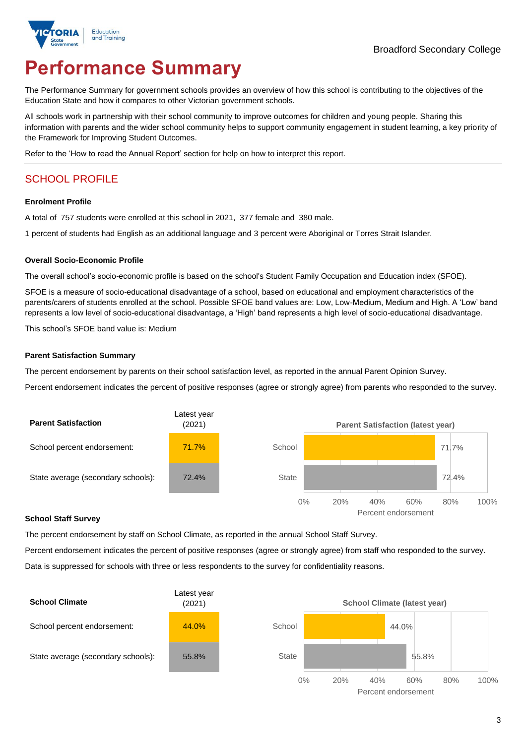Broadford Secondary College

# Performance Summary

The Performance Summary for government schools provides an overview of how this school is contributing to the objectives of the Education State and how it compares to other Victorian government schools.

All schools work in partnership with their school community to improve outcomes for children and young people. Sharing this information with parents and the wider school community helps to support community engagement in student learning, a key priority of the Framework for Improving Student Outcomes.

Refer to the 'How to read the Annual Report' section for help on how to interpret this report.

## SCHOOL PROFILE

### Enrolment Profile

A total of 757 students were enrolled at this school in 2021, 377 female and 380 male.

1 percent of students had English as an additional language and 3 percent were Aboriginal or Torres Strait Islander.

### Overall Socio-Economic Profile

The overall school's socio-economic profile is based on the school's Student Family Occupation and Education index (SFOE).

SFOE is a measure of socio-educational disadvantage of a school, based on educational and employment characteristics of the parents/carers of students enrolled at the school. Possible SFOE band values are: Low, Low-Medium, Medium and High. A 'Low' band represents a low level of socio-educational disadvantage, a 'High' band represents a high level of socio-educational disadvantage.

This school's SFOE band value is: Medium

### Parent Satisfaction Summary

The percent endorsement by parents on their school satisfaction level, as reported in the annual Parent Opinion Survey.

Percent endorsement indicates the percent of positive responses (agree or strongly agree) from parents who responded to the survey.

| Parent Satisfaction | Latest year (2021) |
|---|---|
| School percent endorsement: | 71.7% |
| State average (secondary schools): | 72.4% |

**Parent Satisfaction (latest year)**

| | Percent endorsement |
|---|---|
| School | 71.7% |
| State | 72.4% |

### School Staff Survey

The percent endorsement by staff on School Climate, as reported in the annual School Staff Survey.

Percent endorsement indicates the percent of positive responses (agree or strongly agree) from staff who responded to the survey.

Data is suppressed for schools with three or less respondents to the survey for confidentiality reasons.

| School Climate | Latest year (2021) |
|---|---|
| School percent endorsement: | 44.0% |
| State average (secondary schools): | 55.8% |

**School Climate (latest year)**

| | Percent endorsement |
|---|---|
| School | 44.0% |
| State | 55.8% |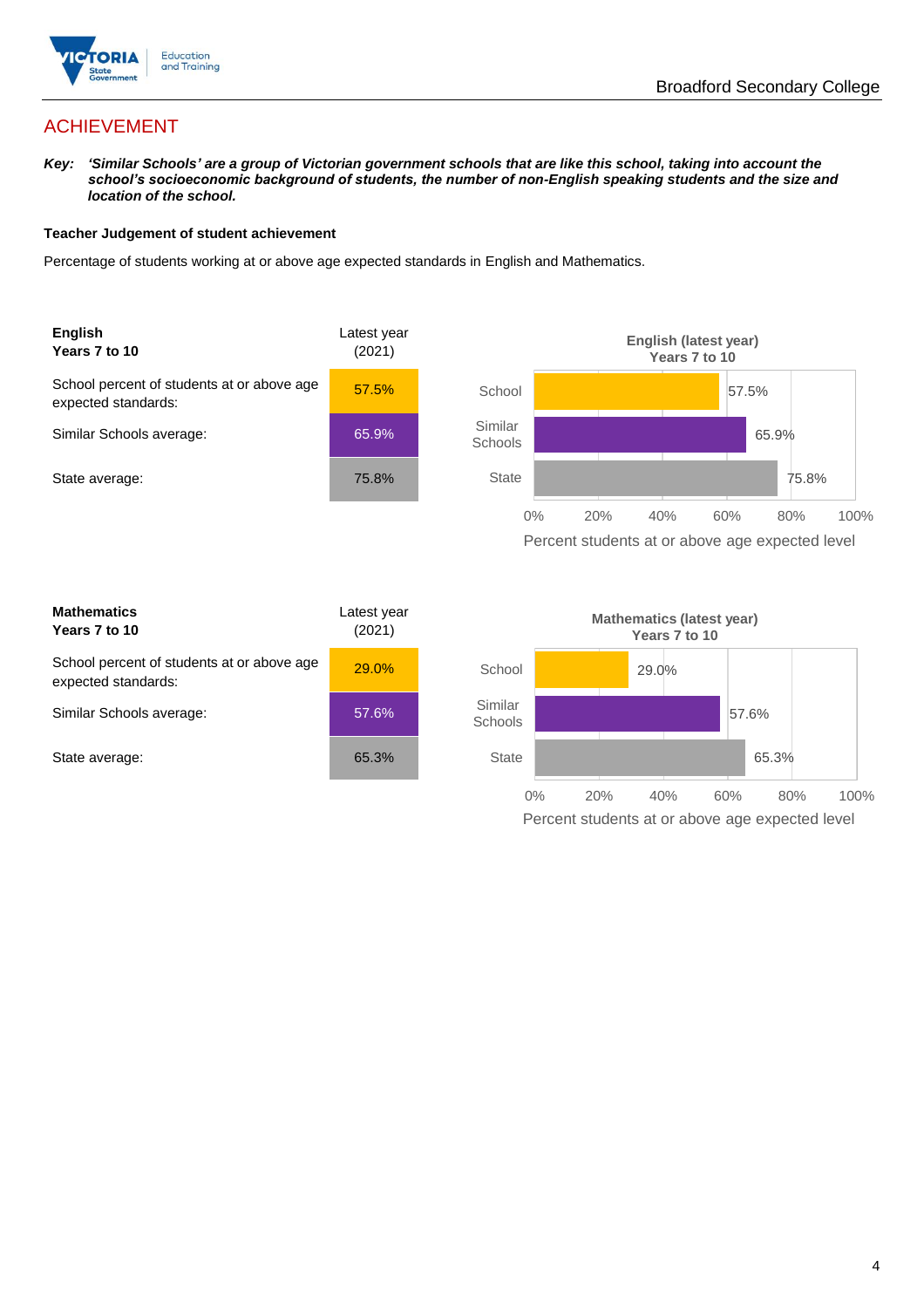# ACHIEVEMENT

***Key:** 'Similar Schools' are a group of Victorian government schools that are like this school, taking into account the school's socioeconomic background of students, the number of non-English speaking students and the size and location of the school.*

**Teacher Judgement of student achievement**

Percentage of students working at or above age expected standards in English and Mathematics.

| **English Years 7 to 10** | Latest year (2021) |
|---|---|
| School percent of students at or above age expected standards: | 57.5% |
| Similar Schools average: | 65.9% |
| State average: | 75.8% |

**English (latest year) Years 7 to 10**

| | Percent students at or above age expected level |
|---|---|
| School | 57.5% |
| Similar Schools | 65.9% |
| State | 75.8% |

| **Mathematics Years 7 to 10** | Latest year (2021) |
|---|---|
| School percent of students at or above age expected standards: | 29.0% |
| Similar Schools average: | 57.6% |
| State average: | 65.3% |

**Mathematics (latest year) Years 7 to 10**

| | Percent students at or above age expected level |
|---|---|
| School | 29.0% |
| Similar Schools | 57.6% |
| State | 65.3% |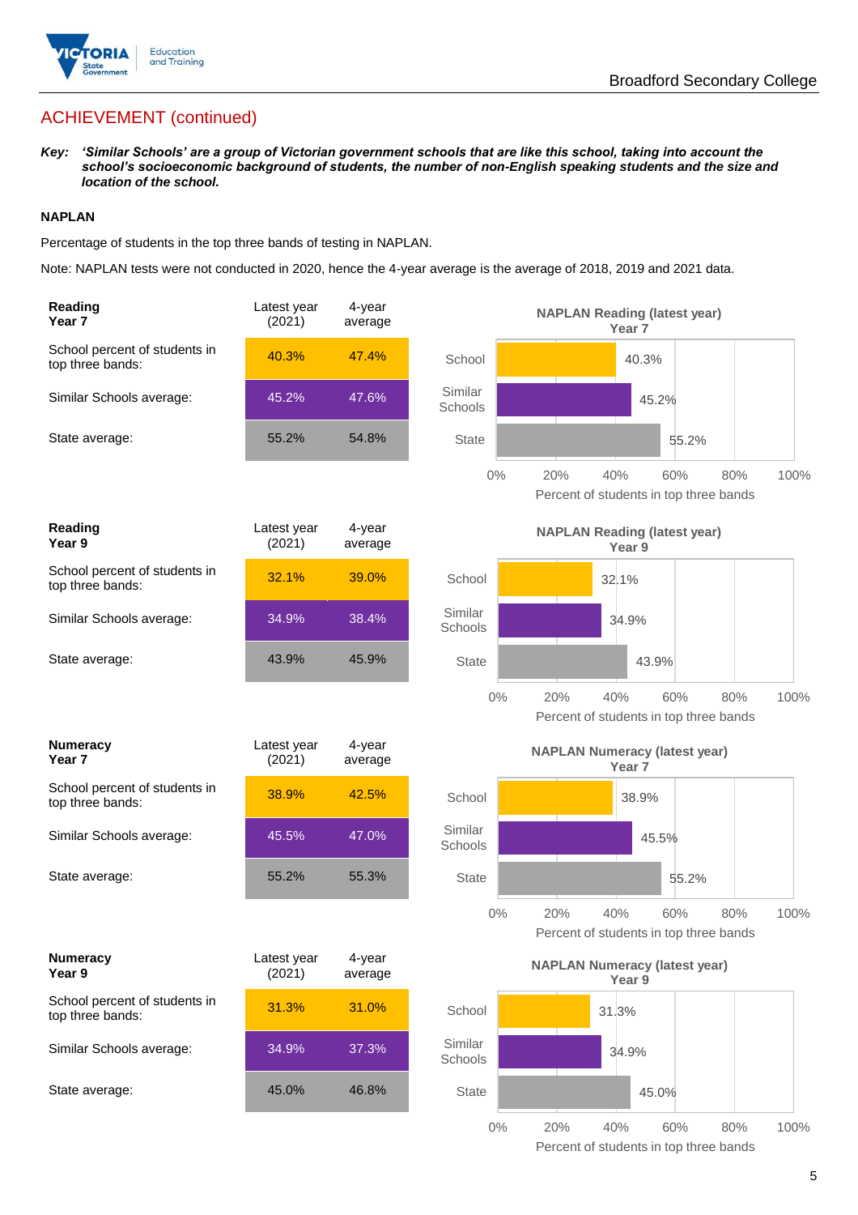Broadford Secondary College

## ACHIEVEMENT (continued)

***Key:*** ***'Similar Schools' are a group of Victorian government schools that are like this school, taking into account the school's socioeconomic background of students, the number of non-English speaking students and the size and location of the school.***

### NAPLAN

Percentage of students in the top three bands of testing in NAPLAN.

Note: NAPLAN tests were not conducted in 2020, hence the 4-year average is the average of 2018, 2019 and 2021 data.

| **Reading Year 7** | Latest year (2021) | 4-year average |
|---|---|---|
| School percent of students in top three bands: | 40.3% | 47.4% |
| Similar Schools average: | 45.2% | 47.6% |
| State average: | 55.2% | 54.8% |

**NAPLAN Reading (latest year) Year 7**

| | Percent of students in top three bands |
|---|---|
| School | 40.3% |
| Similar Schools | 45.2% |
| State | 55.2% |

| **Reading Year 9** | Latest year (2021) | 4-year average |
|---|---|---|
| School percent of students in top three bands: | 32.1% | 39.0% |
| Similar Schools average: | 34.9% | 38.4% |
| State average: | 43.9% | 45.9% |

**NAPLAN Reading (latest year) Year 9**

| | Percent of students in top three bands |
|---|---|
| School | 32.1% |
| Similar Schools | 34.9% |
| State | 43.9% |

| **Numeracy Year 7** | Latest year (2021) | 4-year average |
|---|---|---|
| School percent of students in top three bands: | 38.9% | 42.5% |
| Similar Schools average: | 45.5% | 47.0% |
| State average: | 55.2% | 55.3% |

**NAPLAN Numeracy (latest year) Year 7**

| | Percent of students in top three bands |
|---|---|
| School | 38.9% |
| Similar Schools | 45.5% |
| State | 55.2% |

| **Numeracy Year 9** | Latest year (2021) | 4-year average |
|---|---|---|
| School percent of students in top three bands: | 31.3% | 31.0% |
| Similar Schools average: | 34.9% | 37.3% |
| State average: | 45.0% | 46.8% |

**NAPLAN Numeracy (latest year) Year 9**

| | Percent of students in top three bands |
|---|---|
| School | 31.3% |
| Similar Schools | 34.9% |
| State | 45.0% |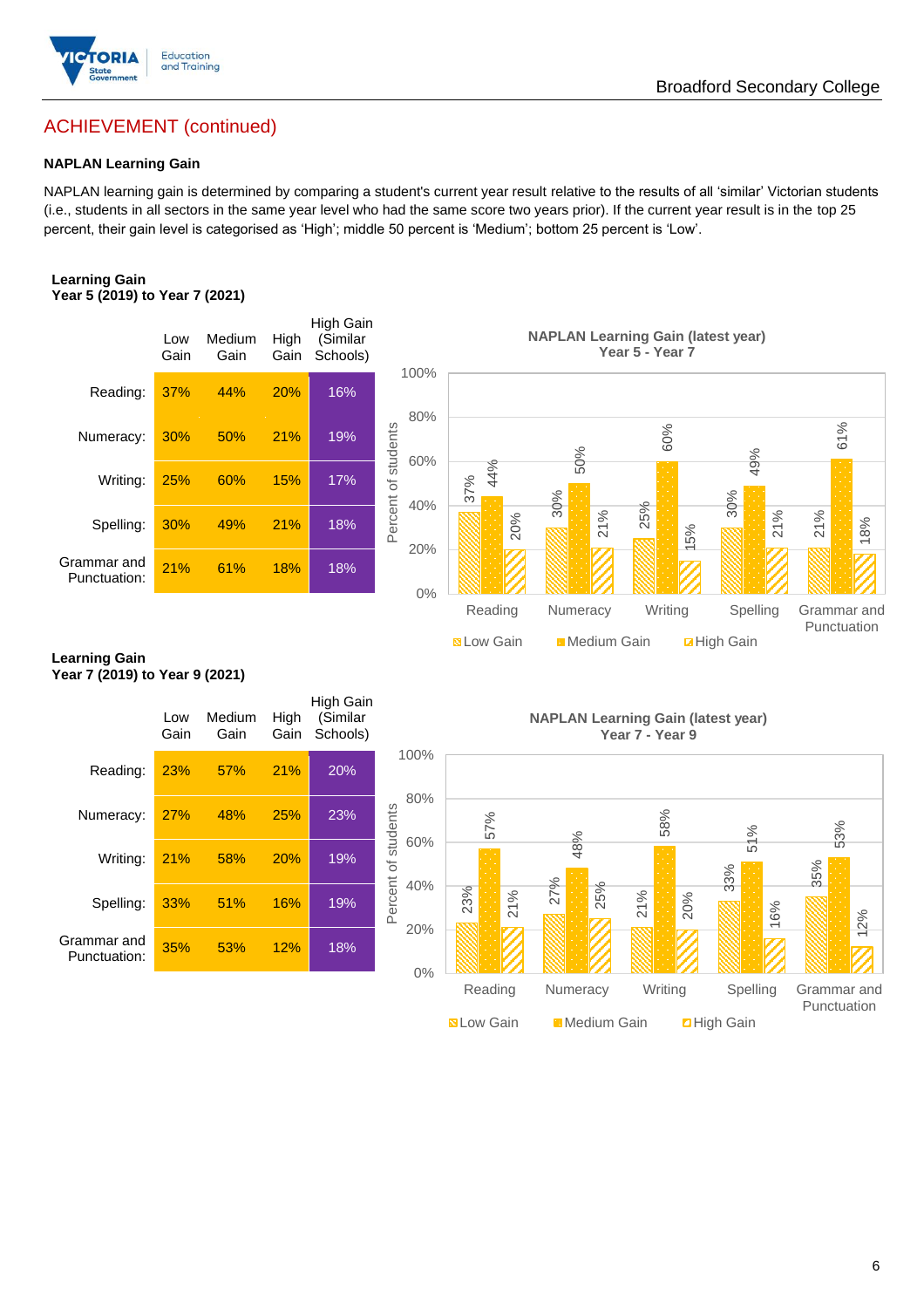## ACHIEVEMENT (continued)

### NAPLAN Learning Gain

NAPLAN learning gain is determined by comparing a student's current year result relative to the results of all 'similar' Victorian students (i.e., students in all sectors in the same year level who had the same score two years prior). If the current year result is in the top 25 percent, their gain level is categorised as 'High'; middle 50 percent is 'Medium'; bottom 25 percent is 'Low'.

**Learning Gain**
**Year 5 (2019) to Year 7 (2021)**

| | Low Gain | Medium Gain | High Gain | High Gain (Similar Schools) |
|---|---|---|---|---|
| Reading: | 37% | 44% | 20% | 16% |
| Numeracy: | 30% | 50% | 21% | 19% |
| Writing: | 25% | 60% | 15% | 17% |
| Spelling: | 30% | 49% | 21% | 18% |
| Grammar and Punctuation: | 21% | 61% | 18% | 18% |

**NAPLAN Learning Gain (latest year)**
**Year 5 - Year 7**

| | Low Gain | Medium Gain | High Gain |
|---|---|---|---|
| Reading | 37% | 44% | 20% |
| Numeracy | 30% | 50% | 21% |
| Writing | 25% | 60% | 15% |
| Spelling | 30% | 49% | 21% |
| Grammar and Punctuation | 21% | 61% | 18% |

**Learning Gain**
**Year 7 (2019) to Year 9 (2021)**

| | Low Gain | Medium Gain | High Gain | High Gain (Similar Schools) |
|---|---|---|---|---|
| Reading: | 23% | 57% | 21% | 20% |
| Numeracy: | 27% | 48% | 25% | 23% |
| Writing: | 21% | 58% | 20% | 19% |
| Spelling: | 33% | 51% | 16% | 19% |
| Grammar and Punctuation: | 35% | 53% | 12% | 18% |

**NAPLAN Learning Gain (latest year)**
**Year 7 - Year 9**

| | Low Gain | Medium Gain | High Gain |
|---|---|---|---|
| Reading | 23% | 57% | 21% |
| Numeracy | 27% | 48% | 25% |
| Writing | 21% | 58% | 20% |
| Spelling | 33% | 51% | 16% |
| Grammar and Punctuation | 35% | 53% | 12% |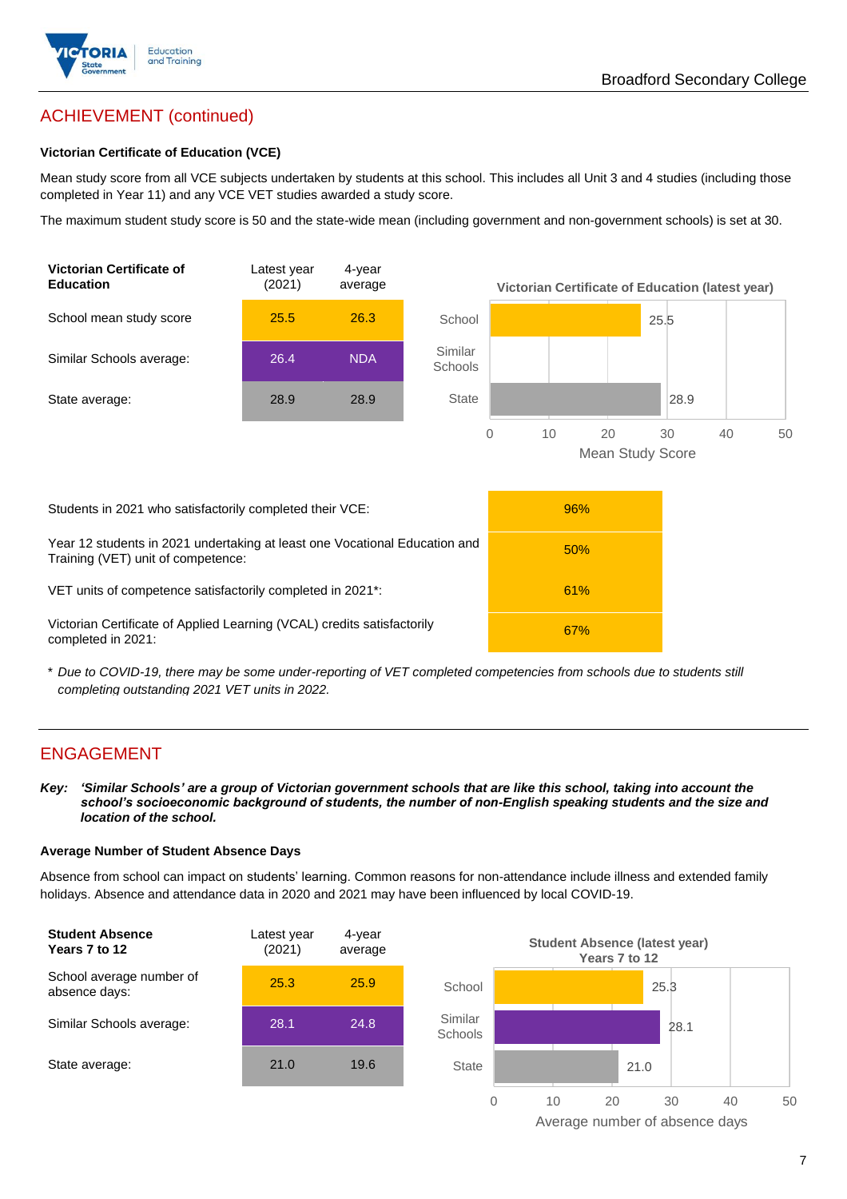## ACHIEVEMENT (continued)

### Victorian Certificate of Education (VCE)

Mean study score from all VCE subjects undertaken by students at this school. This includes all Unit 3 and 4 studies (including those completed in Year 11) and any VCE VET studies awarded a study score.

The maximum student study score is 50 and the state-wide mean (including government and non-government schools) is set at 30.

| Victorian Certificate of Education | Latest year (2021) | 4-year average |
|---|---|---|
| School mean study score | 25.5 | 26.3 |
| Similar Schools average: | 26.4 | NDA |
| State average: | 28.9 | 28.9 |

**Victorian Certificate of Education (latest year)**

| | Mean Study Score |
|---|---|
| School | 25.5 |
| Similar Schools | |
| State | 28.9 |

| | |
|---|---|
| Students in 2021 who satisfactorily completed their VCE: | 96% |
| Year 12 students in 2021 undertaking at least one Vocational Education and Training (VET) unit of competence: | 50% |
| VET units of competence satisfactorily completed in 2021*: | 61% |
| Victorian Certificate of Applied Learning (VCAL) credits satisfactorily completed in 2021: | 67% |

\* *Due to COVID-19, there may be some under-reporting of VET completed competencies from schools due to students still completing outstanding 2021 VET units in 2022.*

## ENGAGEMENT

***Key: 'Similar Schools' are a group of Victorian government schools that are like this school, taking into account the school's socioeconomic background of students, the number of non-English speaking students and the size and location of the school.***

### Average Number of Student Absence Days

Absence from school can impact on students' learning. Common reasons for non-attendance include illness and extended family holidays. Absence and attendance data in 2020 and 2021 may have been influenced by local COVID-19.

| Student Absence Years 7 to 12 | Latest year (2021) | 4-year average |
|---|---|---|
| School average number of absence days: | 25.3 | 25.9 |
| Similar Schools average: | 28.1 | 24.8 |
| State average: | 21.0 | 19.6 |

**Student Absence (latest year) Years 7 to 12**

| | Average number of absence days |
|---|---|
| School | 25.3 |
| Similar Schools | 28.1 |
| State | 21.0 |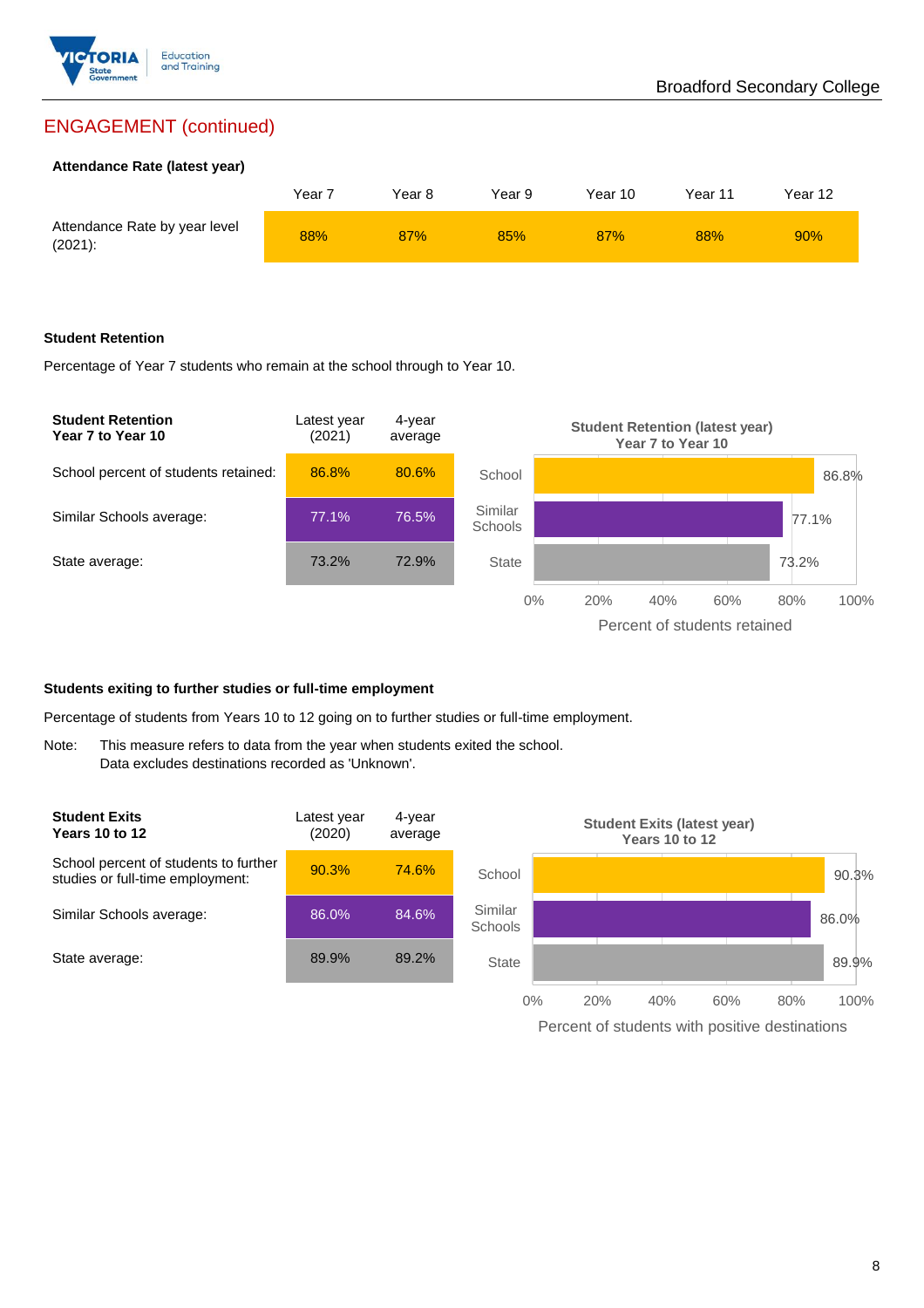## ENGAGEMENT (continued)

### Attendance Rate (latest year)

| | Year 7 | Year 8 | Year 9 | Year 10 | Year 11 | Year 12 |
|---|---|---|---|---|---|---|
| Attendance Rate by year level (2021): | 88% | 87% | 85% | 87% | 88% | 90% |

### Student Retention

Percentage of Year 7 students who remain at the school through to Year 10.

| Student Retention Year 7 to Year 10 | Latest year (2021) | 4-year average |
|---|---|---|
| School percent of students retained: | 86.8% | 80.6% |
| Similar Schools average: | 77.1% | 76.5% |
| State average: | 73.2% | 72.9% |

**Student Retention (latest year) Year 7 to Year 10**

| | Percent of students retained |
|---|---|
| School | 86.8% |
| Similar Schools | 77.1% |
| State | 73.2% |

### Students exiting to further studies or full-time employment

Percentage of students from Years 10 to 12 going on to further studies or full-time employment.

Note: This measure refers to data from the year when students exited the school. Data excludes destinations recorded as 'Unknown'.

| Student Exits Years 10 to 12 | Latest year (2020) | 4-year average |
|---|---|---|
| School percent of students to further studies or full-time employment: | 90.3% | 74.6% |
| Similar Schools average: | 86.0% | 84.6% |
| State average: | 89.9% | 89.2% |

**Student Exits (latest year) Years 10 to 12**

| | Percent of students with positive destinations |
|---|---|
| School | 90.3% |
| Similar Schools | 86.0% |
| State | 89.9% |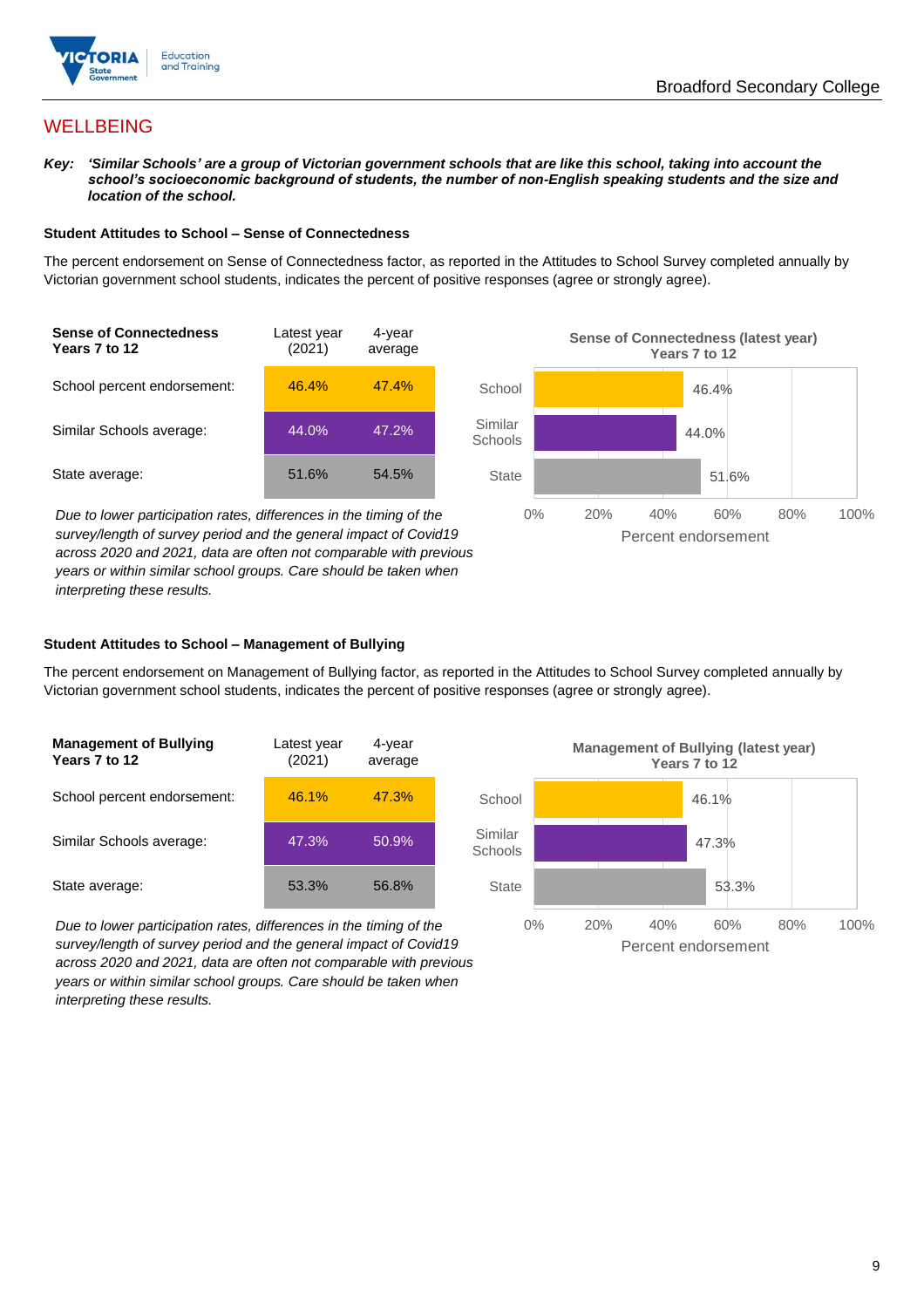# WELLBEING

***Key:*** ***'Similar Schools' are a group of Victorian government schools that are like this school, taking into account the school's socioeconomic background of students, the number of non-English speaking students and the size and location of the school.***

### Student Attitudes to School – Sense of Connectedness

The percent endorsement on Sense of Connectedness factor, as reported in the Attitudes to School Survey completed annually by Victorian government school students, indicates the percent of positive responses (agree or strongly agree).

| **Sense of Connectedness Years 7 to 12** | Latest year (2021) | 4-year average |
|---|---|---|
| School percent endorsement: | 46.4% | 47.4% |
| Similar Schools average: | 44.0% | 47.2% |
| State average: | 51.6% | 54.5% |

*Due to lower participation rates, differences in the timing of the survey/length of survey period and the general impact of Covid19 across 2020 and 2021, data are often not comparable with previous years or within similar school groups. Care should be taken when interpreting these results.*

**Sense of Connectedness (latest year) Years 7 to 12**

| | Percent endorsement |
|---|---|
| School | 46.4% |
| Similar Schools | 44.0% |
| State | 51.6% |

### Student Attitudes to School – Management of Bullying

The percent endorsement on Management of Bullying factor, as reported in the Attitudes to School Survey completed annually by Victorian government school students, indicates the percent of positive responses (agree or strongly agree).

| **Management of Bullying Years 7 to 12** | Latest year (2021) | 4-year average |
|---|---|---|
| School percent endorsement: | 46.1% | 47.3% |
| Similar Schools average: | 47.3% | 50.9% |
| State average: | 53.3% | 56.8% |

*Due to lower participation rates, differences in the timing of the survey/length of survey period and the general impact of Covid19 across 2020 and 2021, data are often not comparable with previous years or within similar school groups. Care should be taken when interpreting these results.*

**Management of Bullying (latest year) Years 7 to 12**

| | Percent endorsement |
|---|---|
| School | 46.1% |
| Similar Schools | 47.3% |
| State | 53.3% |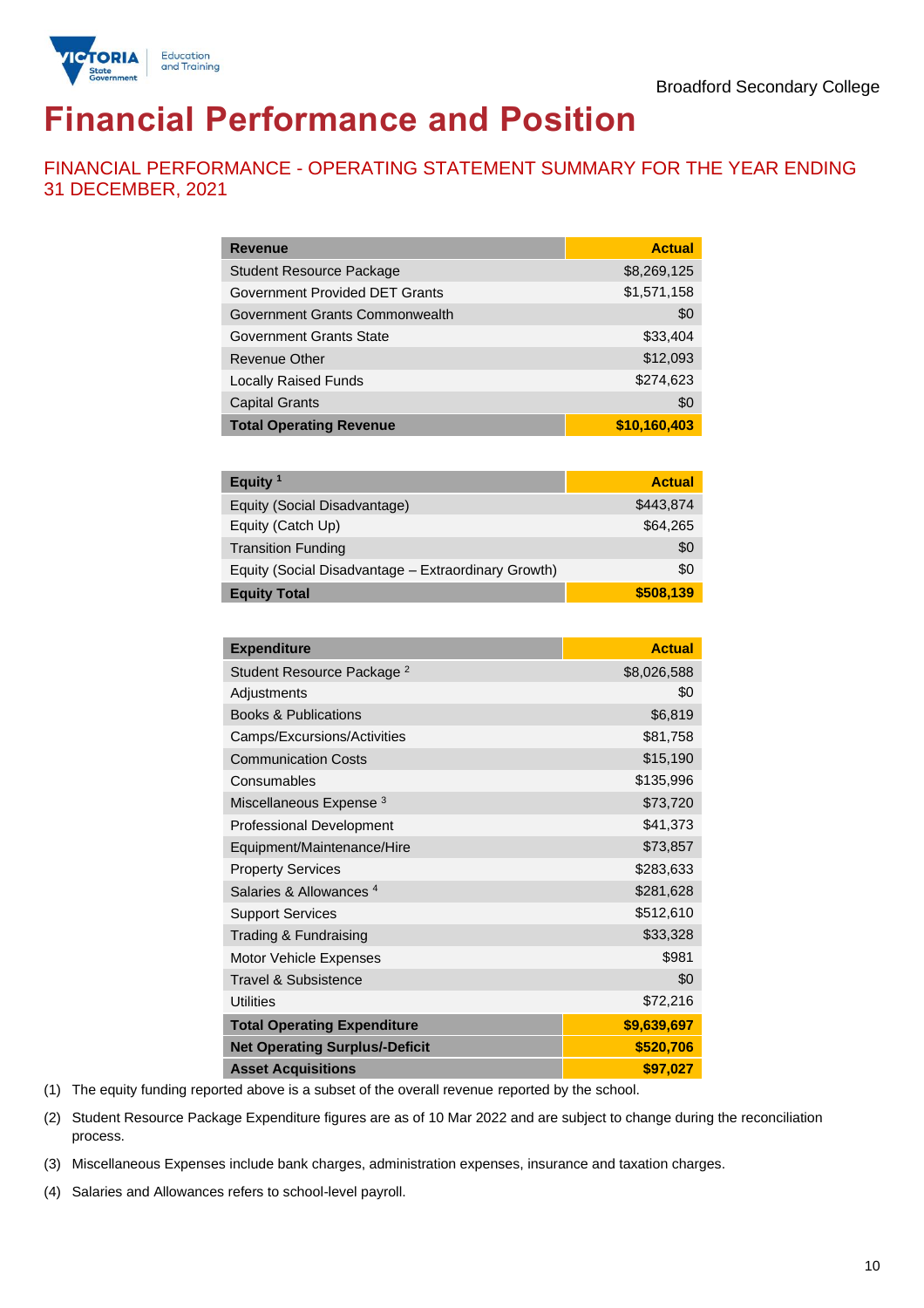Broadford Secondary College

# Financial Performance and Position

## FINANCIAL PERFORMANCE - OPERATING STATEMENT SUMMARY FOR THE YEAR ENDING 31 DECEMBER, 2021

| Revenue | Actual |
|---|---|
| Student Resource Package | $8,269,125 |
| Government Provided DET Grants | $1,571,158 |
| Government Grants Commonwealth | $0 |
| Government Grants State | $33,404 |
| Revenue Other | $12,093 |
| Locally Raised Funds | $274,623 |
| Capital Grants | $0 |
| **Total Operating Revenue** | **$10,160,403** |

| Equity [1] | Actual |
|---|---|
| Equity (Social Disadvantage) | $443,874 |
| Equity (Catch Up) | $64,265 |
| Transition Funding | $0 |
| Equity (Social Disadvantage – Extraordinary Growth) | $0 |
| **Equity Total** | **$508,139** |

| Expenditure | Actual |
|---|---|
| Student Resource Package [2] | $8,026,588 |
| Adjustments | $0 |
| Books & Publications | $6,819 |
| Camps/Excursions/Activities | $81,758 |
| Communication Costs | $15,190 |
| Consumables | $135,996 |
| Miscellaneous Expense [3] | $73,720 |
| Professional Development | $41,373 |
| Equipment/Maintenance/Hire | $73,857 |
| Property Services | $283,633 |
| Salaries & Allowances [4] | $281,628 |
| Support Services | $512,610 |
| Trading & Fundraising | $33,328 |
| Motor Vehicle Expenses | $981 |
| Travel & Subsistence | $0 |
| Utilities | $72,216 |
| **Total Operating Expenditure** | **$9,639,697** |
| **Net Operating Surplus/-Deficit** | **$520,706** |
| **Asset Acquisitions** | **$97,027** |

(1) The equity funding reported above is a subset of the overall revenue reported by the school.

(2) Student Resource Package Expenditure figures are as of 10 Mar 2022 and are subject to change during the reconciliation process.

(3) Miscellaneous Expenses include bank charges, administration expenses, insurance and taxation charges.

(4) Salaries and Allowances refers to school-level payroll.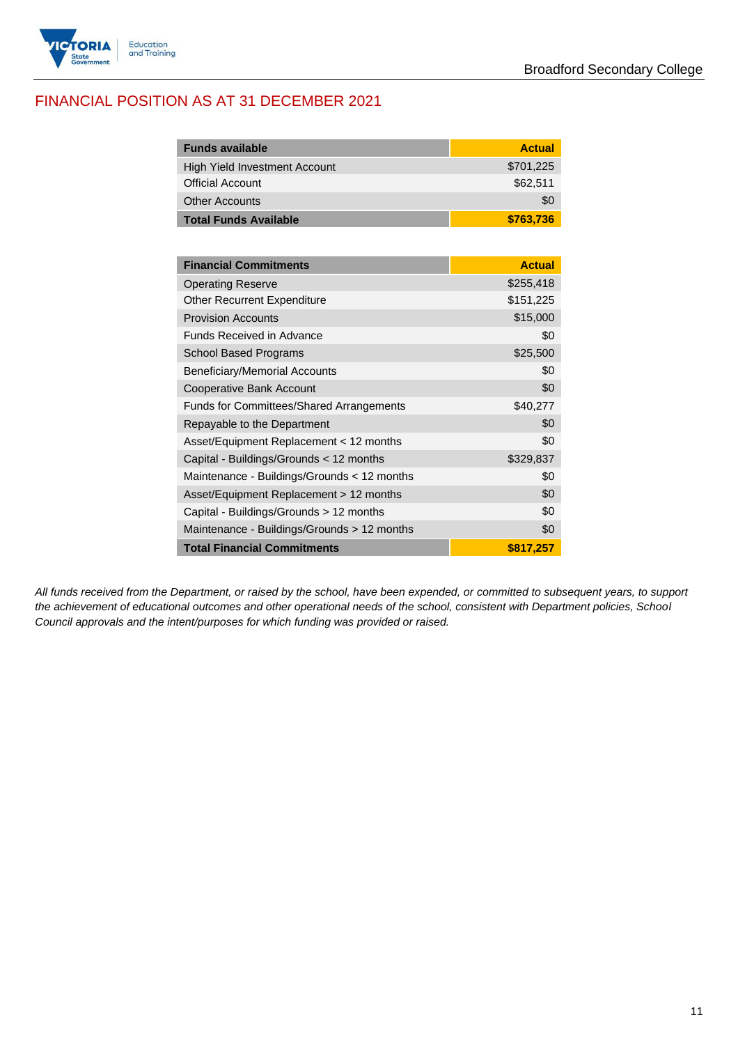# FINANCIAL POSITION AS AT 31 DECEMBER 2021

| Funds available | Actual |
|---|---|
| High Yield Investment Account | $701,225 |
| Official Account | $62,511 |
| Other Accounts | $0 |
| **Total Funds Available** | **$763,736** |

| Financial Commitments | Actual |
|---|---|
| Operating Reserve | $255,418 |
| Other Recurrent Expenditure | $151,225 |
| Provision Accounts | $15,000 |
| Funds Received in Advance | $0 |
| School Based Programs | $25,500 |
| Beneficiary/Memorial Accounts | $0 |
| Cooperative Bank Account | $0 |
| Funds for Committees/Shared Arrangements | $40,277 |
| Repayable to the Department | $0 |
| Asset/Equipment Replacement < 12 months | $0 |
| Capital - Buildings/Grounds < 12 months | $329,837 |
| Maintenance - Buildings/Grounds < 12 months | $0 |
| Asset/Equipment Replacement > 12 months | $0 |
| Capital - Buildings/Grounds > 12 months | $0 |
| Maintenance - Buildings/Grounds > 12 months | $0 |
| **Total Financial Commitments** | **$817,257** |

*All funds received from the Department, or raised by the school, have been expended, or committed to subsequent years, to support the achievement of educational outcomes and other operational needs of the school, consistent with Department policies, School Council approvals and the intent/purposes for which funding was provided or raised.*